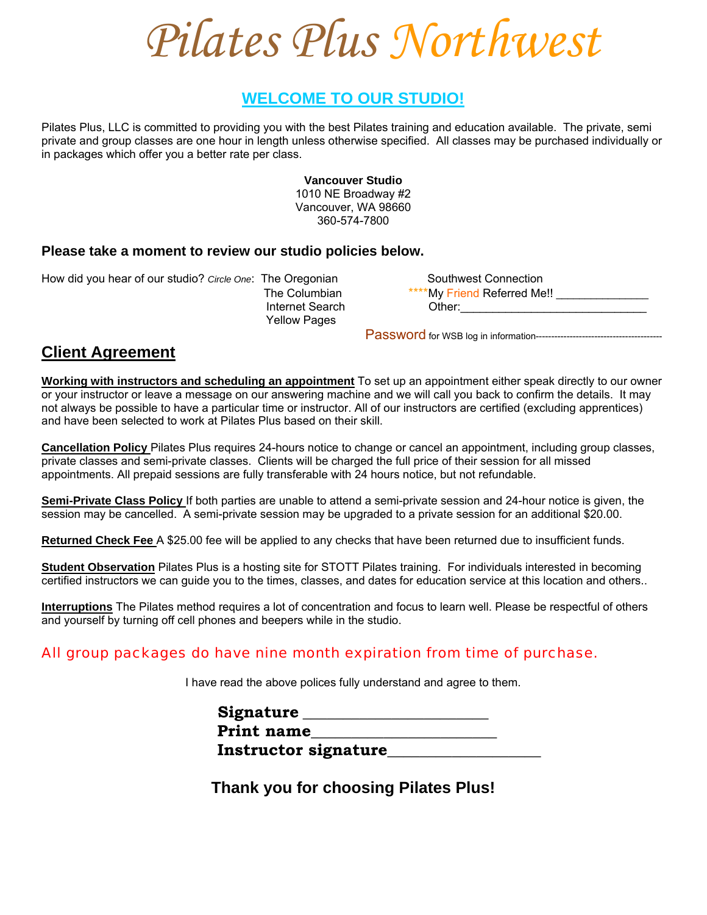# Pilates Plus Northwest

## WELCOME TO OUR STUDIO!

Pilates Plus, LLC is committed to providing you with the best Pilates training and education available. The private, semi private and group classes are one hour in length unless otherwise specified. All classes may be purchased individually or in packages which offer you a better rate per class.

**Vancouver Studio**
1010 NE Broadway #2
Vancouver, WA 98660
360-574-7800

### Please take a moment to review our studio policies below.

How did you hear of our studio? *Circle One*: The Oregonian | The Columbian | Internet Search | Yellow Pages | Southwest Connection | ****My Friend Referred Me!! ______________ | Other:_____________________________

Password for WSB log in information-----------------------------------------

## Client Agreement

**Working with instructors and scheduling an appointment** To set up an appointment either speak directly to our owner or your instructor or leave a message on our answering machine and we will call you back to confirm the details. It may not always be possible to have a particular time or instructor. All of our instructors are certified (excluding apprentices) and have been selected to work at Pilates Plus based on their skill.

**Cancellation Policy** Pilates Plus requires 24-hours notice to change or cancel an appointment, including group classes, private classes and semi-private classes. Clients will be charged the full price of their session for all missed appointments. All prepaid sessions are fully transferable with 24 hours notice, but not refundable.

**Semi-Private Class Policy** If both parties are unable to attend a semi-private session and 24-hour notice is given, the session may be cancelled. A semi-private session may be upgraded to a private session for an additional $20.00.

**Returned Check Fee** A $25.00 fee will be applied to any checks that have been returned due to insufficient funds.

**Student Observation** Pilates Plus is a hosting site for STOTT Pilates training. For individuals interested in becoming certified instructors we can guide you to the times, classes, and dates for education service at this location and others..

**Interruptions** The Pilates method requires a lot of concentration and focus to learn well. Please be respectful of others and yourself by turning off cell phones and beepers while in the studio.

All group packages do have nine month expiration from time of purchase.

I have read the above polices fully understand and agree to them.

**Signature** ______________________
**Print name**______________________
**Instructor signature**__________________

**Thank you for choosing Pilates Plus!**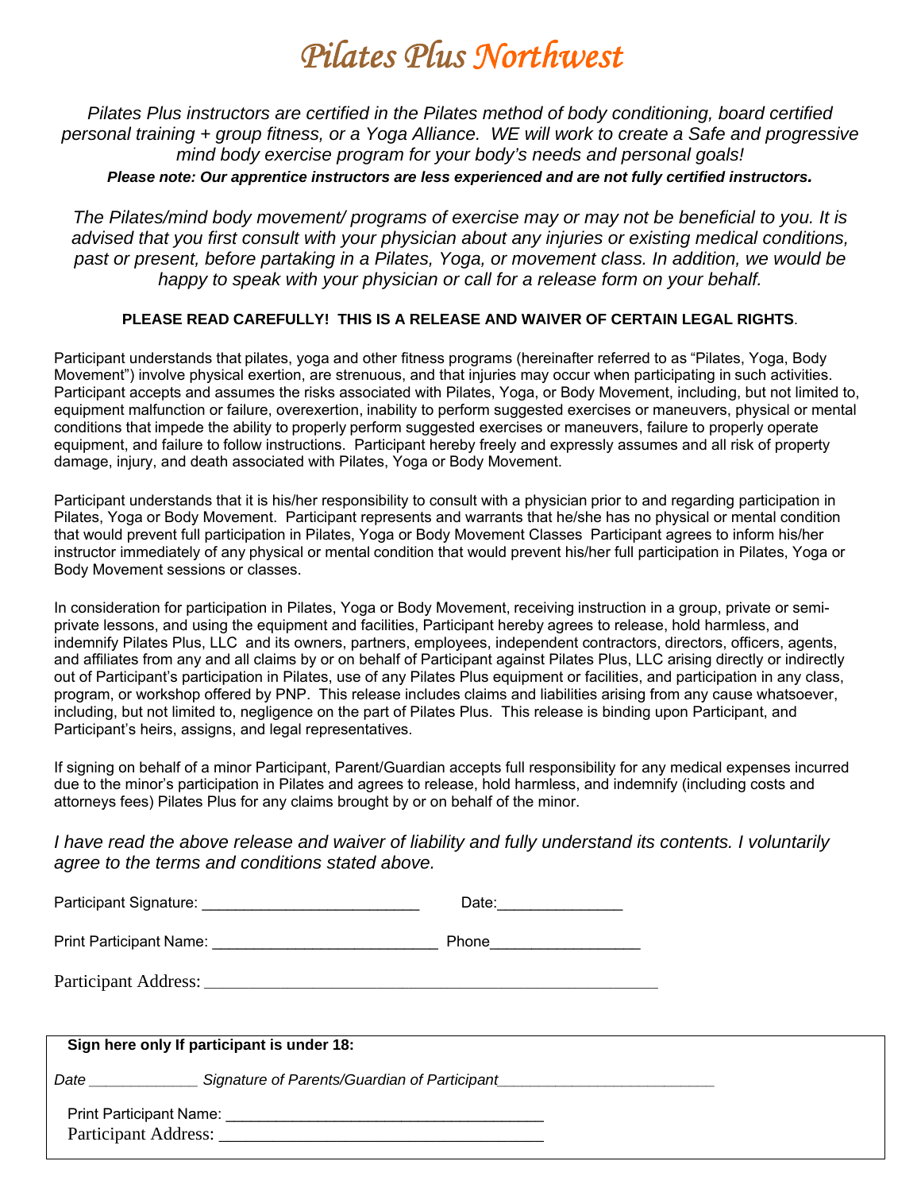# *Pilates Plus Northwest*

*Pilates Plus instructors are certified in the Pilates method of body conditioning, board certified personal training + group fitness, or a Yoga Alliance. WE will work to create a Safe and progressive mind body exercise program for your body's needs and personal goals!*

***Please note: Our apprentice instructors are less experienced and are not fully certified instructors.***

*The Pilates/mind body movement/ programs of exercise may or may not be beneficial to you. It is advised that you first consult with your physician about any injuries or existing medical conditions, past or present, before partaking in a Pilates, Yoga, or movement class. In addition, we would be happy to speak with your physician or call for a release form on your behalf.*

**PLEASE READ CAREFULLY! THIS IS A RELEASE AND WAIVER OF CERTAIN LEGAL RIGHTS**.

Participant understands that pilates, yoga and other fitness programs (hereinafter referred to as "Pilates, Yoga, Body Movement") involve physical exertion, are strenuous, and that injuries may occur when participating in such activities. Participant accepts and assumes the risks associated with Pilates, Yoga, or Body Movement, including, but not limited to, equipment malfunction or failure, overexertion, inability to perform suggested exercises or maneuvers, physical or mental conditions that impede the ability to properly perform suggested exercises or maneuvers, failure to properly operate equipment, and failure to follow instructions. Participant hereby freely and expressly assumes and all risk of property damage, injury, and death associated with Pilates, Yoga or Body Movement.

Participant understands that it is his/her responsibility to consult with a physician prior to and regarding participation in Pilates, Yoga or Body Movement. Participant represents and warrants that he/she has no physical or mental condition that would prevent full participation in Pilates, Yoga or Body Movement Classes Participant agrees to inform his/her instructor immediately of any physical or mental condition that would prevent his/her full participation in Pilates, Yoga or Body Movement sessions or classes.

In consideration for participation in Pilates, Yoga or Body Movement, receiving instruction in a group, private or semi-private lessons, and using the equipment and facilities, Participant hereby agrees to release, hold harmless, and indemnify Pilates Plus, LLC and its owners, partners, employees, independent contractors, directors, officers, agents, and affiliates from any and all claims by or on behalf of Participant against Pilates Plus, LLC arising directly or indirectly out of Participant's participation in Pilates, use of any Pilates Plus equipment or facilities, and participation in any class, program, or workshop offered by PNP. This release includes claims and liabilities arising from any cause whatsoever, including, but not limited to, negligence on the part of Pilates Plus. This release is binding upon Participant, and Participant's heirs, assigns, and legal representatives.

If signing on behalf of a minor Participant, Parent/Guardian accepts full responsibility for any medical expenses incurred due to the minor's participation in Pilates and agrees to release, hold harmless, and indemnify (including costs and attorneys fees) Pilates Plus for any claims brought by or on behalf of the minor.

*I have read the above release and waiver of liability and fully understand its contents. I voluntarily agree to the terms and conditions stated above.*

Participant Signature: ___________________________ Date:_______________

Print Participant Name: ___________________________ Phone_________________

Participant Address: ____________________________________________________

**Sign here only If participant is under 18:**

*Date _____________ Signature of Parents/Guardian of Participant__________________________*

Print Participant Name: _____________________________________

Participant Address: _____________________________________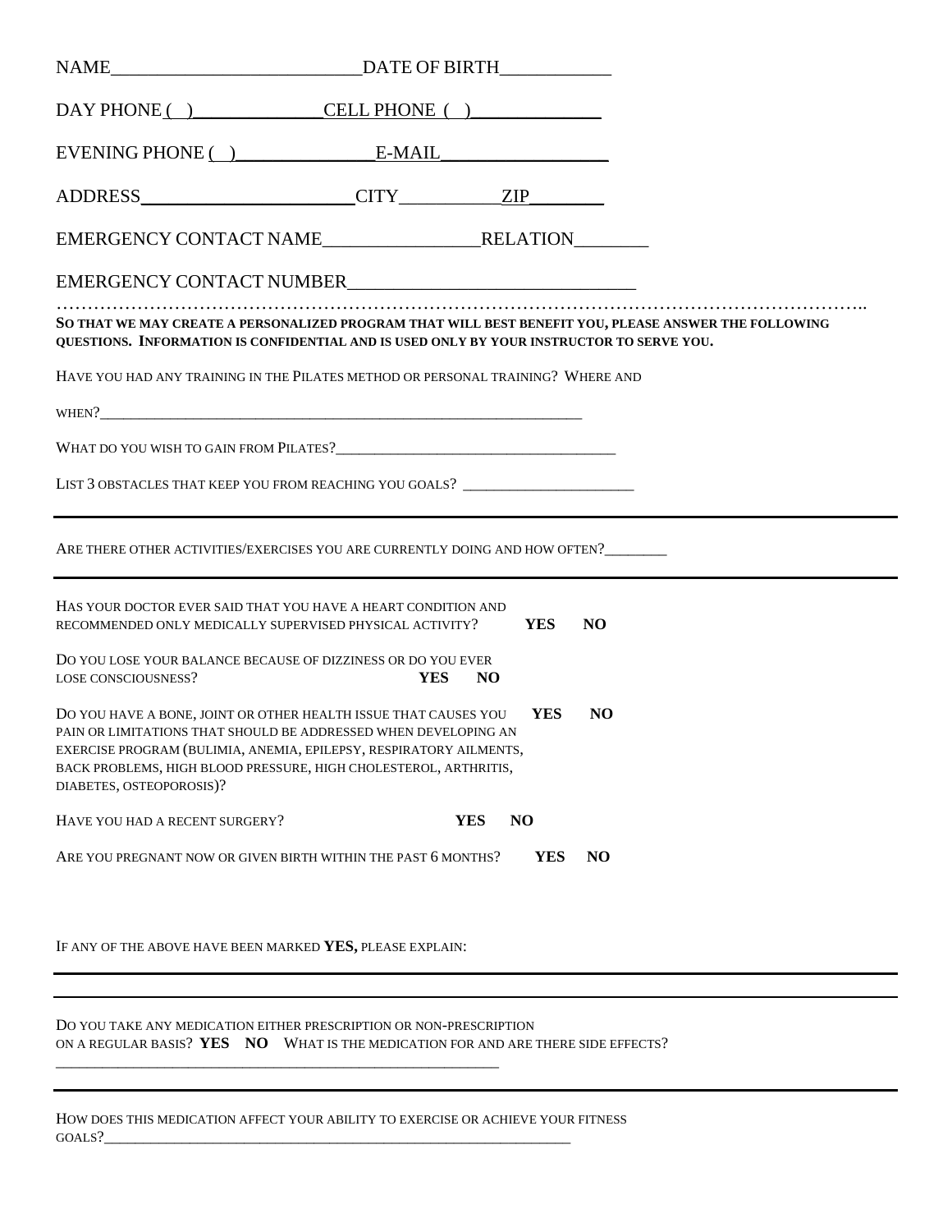NAME___________________________DATE OF BIRTH___________

DAY PHONE (   )______________CELL PHONE  (   )______________

EVENING PHONE (   )_______________E-MAIL__________________

ADDRESS_______________________CITY__________ZIP________

EMERGENCY CONTACT NAME________________RELATION________

EMERGENCY CONTACT NUMBER______________________________

……………………………………………………………………………………………………………………..

**SO THAT WE MAY CREATE A PERSONALIZED PROGRAM THAT WILL BEST BENEFIT YOU, PLEASE ANSWER THE FOLLOWING QUESTIONS. INFORMATION IS CONFIDENTIAL AND IS USED ONLY BY YOUR INSTRUCTOR TO SERVE YOU.**

HAVE YOU HAD ANY TRAINING IN THE PILATES METHOD OR PERSONAL TRAINING? WHERE AND WHEN?_______________________________________________________________

WHAT DO YOU WISH TO GAIN FROM PILATES?____________________________________

LIST 3 OBSTACLES THAT KEEP YOU FROM REACHING YOU GOALS? ______________________

---

ARE THERE OTHER ACTIVITIES/EXERCISES YOU ARE CURRENTLY DOING AND HOW OFTEN?________

---

HAS YOUR DOCTOR EVER SAID THAT YOU HAVE A HEART CONDITION AND RECOMMENDED ONLY MEDICALLY SUPERVISED PHYSICAL ACTIVITY? **YES** **NO**

DO YOU LOSE YOUR BALANCE BECAUSE OF DIZZINESS OR DO YOU EVER LOSE CONSCIOUSNESS? **YES** **NO**

DO YOU HAVE A BONE, JOINT OR OTHER HEALTH ISSUE THAT CAUSES YOU PAIN OR LIMITATIONS THAT SHOULD BE ADDRESSED WHEN DEVELOPING AN EXERCISE PROGRAM (BULIMIA, ANEMIA, EPILEPSY, RESPIRATORY AILMENTS, BACK PROBLEMS, HIGH BLOOD PRESSURE, HIGH CHOLESTEROL, ARTHRITIS, DIABETES, OSTEOPOROSIS)? **YES** **NO**

HAVE YOU HAD A RECENT SURGERY? **YES** **NO**

ARE YOU PREGNANT NOW OR GIVEN BIRTH WITHIN THE PAST 6 MONTHS? **YES** **NO**

IF ANY OF THE ABOVE HAVE BEEN MARKED **YES,** PLEASE EXPLAIN:

---

---

DO YOU TAKE ANY MEDICATION EITHER PRESCRIPTION OR NON-PRESCRIPTION ON A REGULAR BASIS? **YES** **NO** WHAT IS THE MEDICATION FOR AND ARE THERE SIDE EFFECTS?
__________________________________________________________

---

HOW DOES THIS MEDICATION AFFECT YOUR ABILITY TO EXERCISE OR ACHIEVE YOUR FITNESS GOALS?____________________________________________________________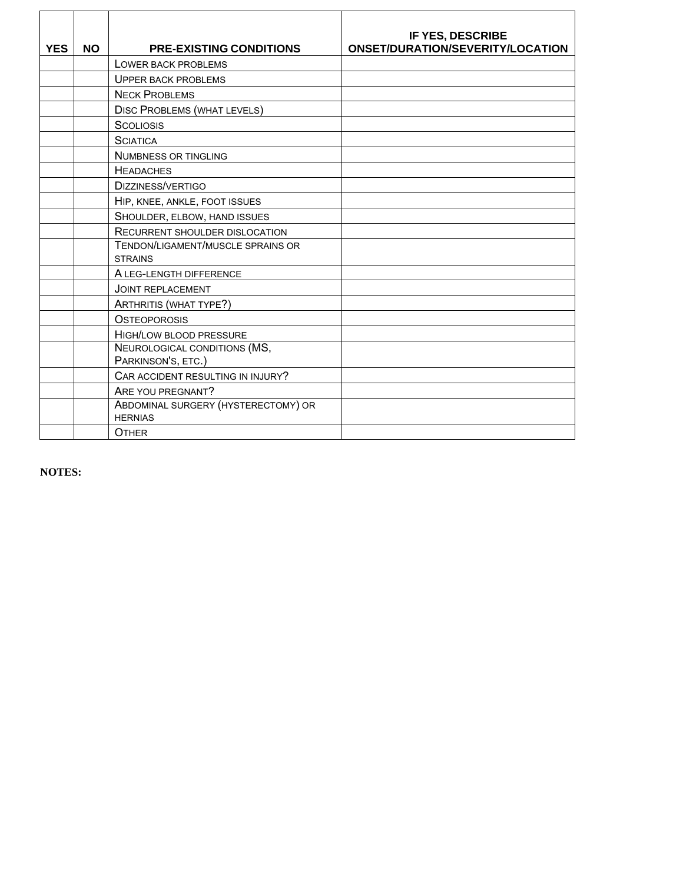| YES | NO | PRE-EXISTING CONDITIONS | IF YES, DESCRIBE ONSET/DURATION/SEVERITY/LOCATION |
|---|---|---|---|
| | | LOWER BACK PROBLEMS | |
| | | UPPER BACK PROBLEMS | |
| | | NECK PROBLEMS | |
| | | DISC PROBLEMS (WHAT LEVELS) | |
| | | SCOLIOSIS | |
| | | SCIATICA | |
| | | NUMBNESS OR TINGLING | |
| | | HEADACHES | |
| | | DIZZINESS/VERTIGO | |
| | | HIP, KNEE, ANKLE, FOOT ISSUES | |
| | | SHOULDER, ELBOW, HAND ISSUES | |
| | | RECURRENT SHOULDER DISLOCATION | |
| | | TENDON/LIGAMENT/MUSCLE SPRAINS OR STRAINS | |
| | | A LEG-LENGTH DIFFERENCE | |
| | | JOINT REPLACEMENT | |
| | | ARTHRITIS (WHAT TYPE?) | |
| | | OSTEOPOROSIS | |
| | | HIGH/LOW BLOOD PRESSURE | |
| | | NEUROLOGICAL CONDITIONS (MS, PARKINSON'S, ETC.) | |
| | | CAR ACCIDENT RESULTING IN INJURY? | |
| | | ARE YOU PREGNANT? | |
| | | ABDOMINAL SURGERY (HYSTERECTOMY) OR HERNIAS | |
| | | OTHER | |

**NOTES:**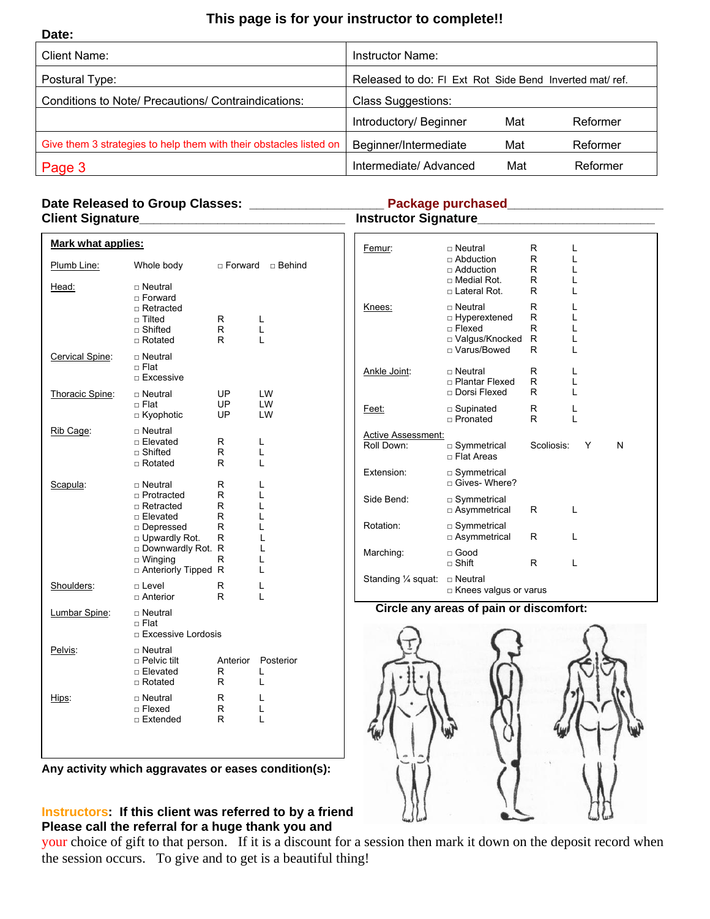**This page is for your instructor to complete!!**

**Date:**

| | |
|---|---|
| Client Name: | Instructor Name: |
| Postural Type: | Released to do: Fl Ext Rot Side Bend Inverted mat/ ref. |
| Conditions to Note/ Precautions/ Contraindications: | Class Suggestions: |
| | Introductory/ Beginner Mat Reformer |
| Give them 3 strategies to help them with their obstacles listed on | Beginner/Intermediate Mat Reformer |
| Page 3 | Intermediate/ Advanced Mat Reformer |

**Date Released to Group Classes:** ___________________ **Package purchased**______________________

**Client Signature**______________________________ **Instructor Signature**_________________________

**Mark what applies:**

| | | | |
|---|---|---|---|
| Plumb Line: | Whole body | □ Forward | □ Behind |
| Head: | □ Neutral | | |
| | □ Forward | | |
| | □ Retracted | | |
| | □ Tilted | R | L |
| | □ Shifted | R | L |
| | □ Rotated | R | L |
| Cervical Spine: | □ Neutral | | |
| | □ Flat | | |
| | □ Excessive | | |
| Thoracic Spine: | □ Neutral | UP | LW |
| | □ Flat | UP | LW |
| | □ Kyophotic | UP | LW |
| Rib Cage: | □ Neutral | | |
| | □ Elevated | R | L |
| | □ Shifted | R | L |
| | □ Rotated | R | L |
| Scapula: | □ Neutral | R | L |
| | □ Protracted | R | L |
| | □ Retracted | R | L |
| | □ Elevated | R | L |
| | □ Depressed | R | L |
| | □ Upwardly Rot. | R | L |
| | □ Downwardly Rot. | R | L |
| | □ Winging | R | L |
| | □ Anteriorly Tipped | R | L |
| Shoulders: | □ Level | R | L |
| | □ Anterior | R | L |
| Lumbar Spine: | □ Neutral | | |
| | □ Flat | | |
| | □ Excessive Lordosis | | |
| Pelvis: | □ Neutral | | |
| | □ Pelvic tilt | Anterior | Posterior |
| | □ Elevated | R | L |
| | □ Rotated | R | L |
| Hips: | □ Neutral | R | L |
| | □ Flexed | R | L |
| | □ Extended | R | L |

| | | | | |
|---|---|---|---|---|
| Femur: | □ Neutral | R | L | |
| | □ Abduction | R | L | |
| | □ Adduction | R | L | |
| | □ Medial Rot. | R | L | |
| | □ Lateral Rot. | R | L | |
| Knees: | □ Neutral | R | L | |
| | □ Hyperextened | R | L | |
| | □ Flexed | R | L | |
| | □ Valgus/Knocked | R | L | |
| | □ Varus/Bowed | R | L | |
| Ankle Joint: | □ Neutral | R | L | |
| | □ Plantar Flexed | R | L | |
| | □ Dorsi Flexed | R | L | |
| Feet: | □ Supinated | R | L | |
| | □ Pronated | R | L | |
| Active Assessment: | | | | |
| Roll Down: | □ Symmetrical | Scoliosis: | Y | N |
| | □ Flat Areas | | | |
| Extension: | □ Symmetrical | | | |
| | □ Gives- Where? | | | |
| Side Bend: | □ Symmetrical | | | |
| | □ Asymmetrical | R | L | |
| Rotation: | □ Symmetrical | | | |
| | □ Asymmetrical | R | L | |
| Marching: | □ Good | | | |
| | □ Shift | R | L | |
| Standing ¼ squat: | □ Neutral | | | |
| | □ Knees valgus or varus | | | |

**Circle any areas of pain or discomfort:**

**Any activity which aggravates or eases condition(s):**

**Instructors: If this client was referred to by a friend Please call the referral for a huge thank you and** your choice of gift to that person. If it is a discount for a session then mark it down on the deposit record when the session occurs. To give and to get is a beautiful thing!